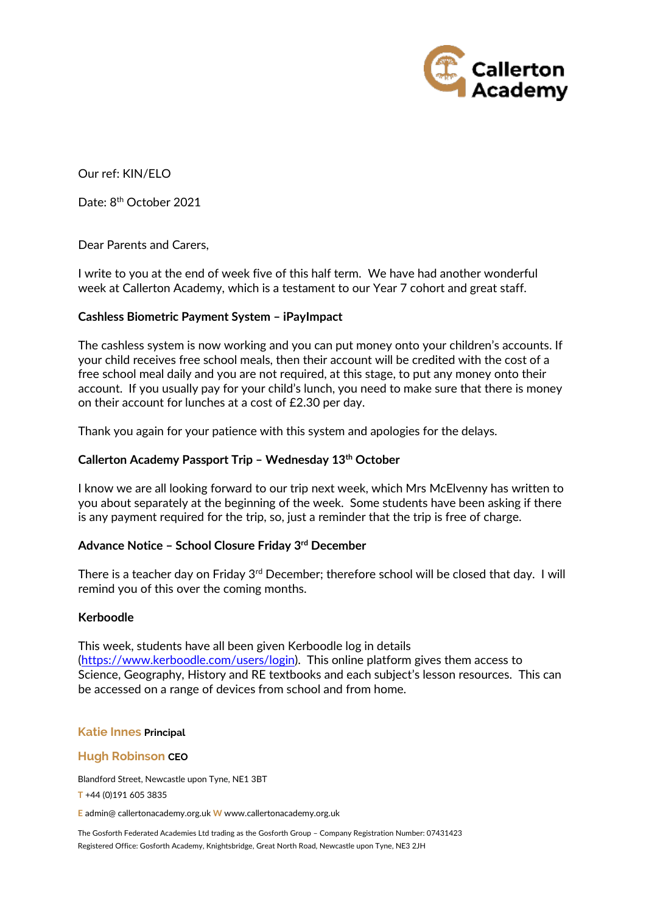Callerton Academy

Our ref: KIN/ELO

Date: 8th October 2021

Dear Parents and Carers,

I write to you at the end of week five of this half term. We have had another wonderful week at Callerton Academy, which is a testament to our Year 7 cohort and great staff.

**Cashless Biometric Payment System – iPayImpact**

The cashless system is now working and you can put money onto your children's accounts. If your child receives free school meals, then their account will be credited with the cost of a free school meal daily and you are not required, at this stage, to put any money onto their account. If you usually pay for your child's lunch, you need to make sure that there is money on their account for lunches at a cost of £2.30 per day.

Thank you again for your patience with this system and apologies for the delays.

**Callerton Academy Passport Trip – Wednesday 13th October**

I know we are all looking forward to our trip next week, which Mrs McElvenny has written to you about separately at the beginning of the week. Some students have been asking if there is any payment required for the trip, so, just a reminder that the trip is free of charge.

**Advance Notice – School Closure Friday 3rd December**

There is a teacher day on Friday 3rd December; therefore school will be closed that day. I will remind you of this over the coming months.

**Kerboodle**

This week, students have all been given Kerboodle log in details (https://www.kerboodle.com/users/login). This online platform gives them access to Science, Geography, History and RE textbooks and each subject's lesson resources. This can be accessed on a range of devices from school and from home.

**Katie Innes** Principal

**Hugh Robinson** CEO

Blandford Street, Newcastle upon Tyne, NE1 3BT

T +44 (0)191 605 3835

E admin@ callertonacademy.org.uk W www.callertonacademy.org.uk

The Gosforth Federated Academies Ltd trading as the Gosforth Group – Company Registration Number: 07431423
Registered Office: Gosforth Academy, Knightsbridge, Great North Road, Newcastle upon Tyne, NE3 2JH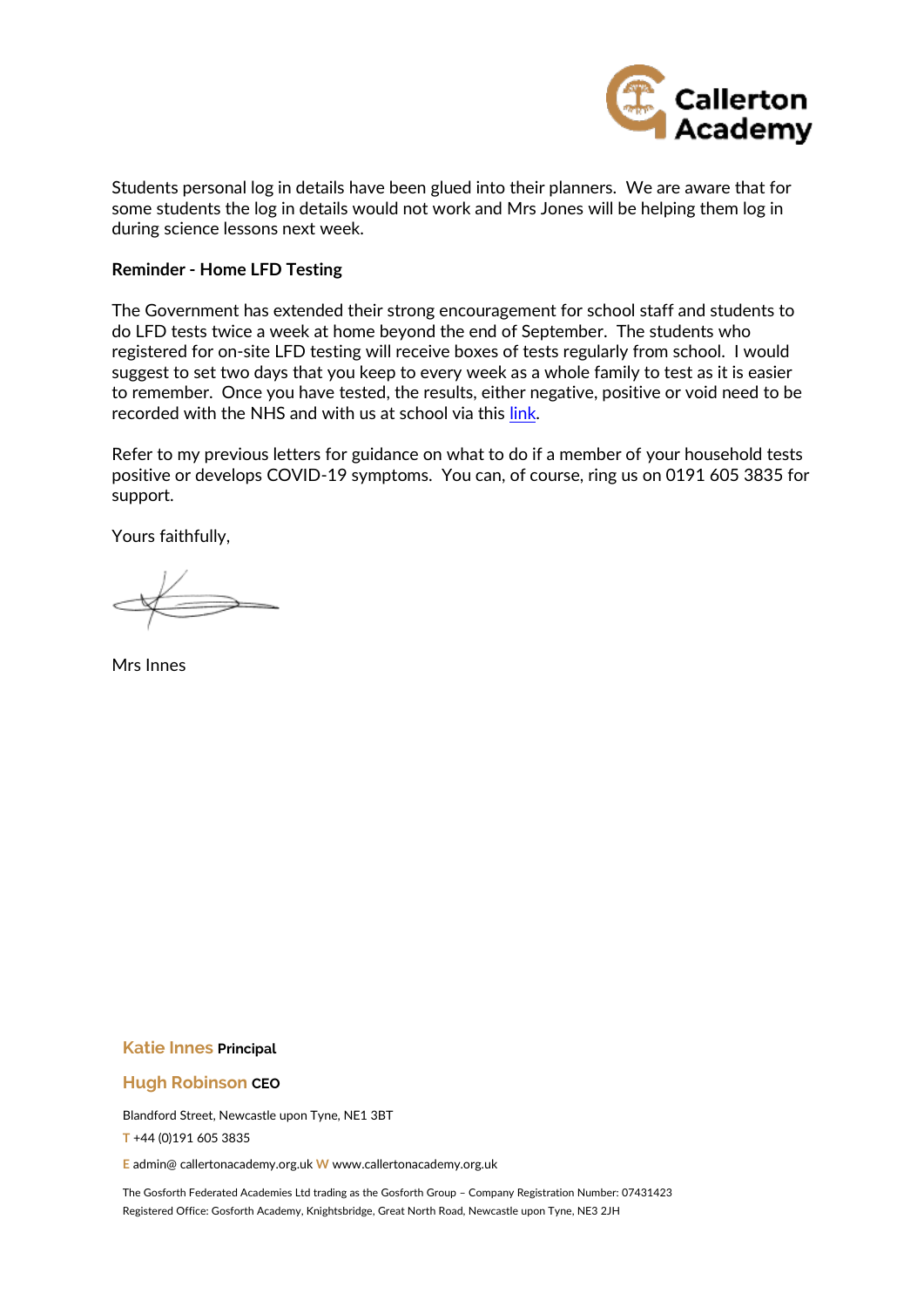Students personal log in details have been glued into their planners. We are aware that for some students the log in details would not work and Mrs Jones will be helping them log in during science lessons next week.

**Reminder - Home LFD Testing**

The Government has extended their strong encouragement for school staff and students to do LFD tests twice a week at home beyond the end of September. The students who registered for on-site LFD testing will receive boxes of tests regularly from school. I would suggest to set two days that you keep to every week as a whole family to test as it is easier to remember. Once you have tested, the results, either negative, positive or void need to be recorded with the NHS and with us at school via this link.

Refer to my previous letters for guidance on what to do if a member of your household tests positive or develops COVID-19 symptoms. You can, of course, ring us on 0191 605 3835 for support.

Yours faithfully,

Mrs Innes

**Katie Innes** Principal

**Hugh Robinson** CEO

Blandford Street, Newcastle upon Tyne, NE1 3BT

T +44 (0)191 605 3835

E admin@ callertonacademy.org.uk W www.callertonacademy.org.uk

The Gosforth Federated Academies Ltd trading as the Gosforth Group – Company Registration Number: 07431423
Registered Office: Gosforth Academy, Knightsbridge, Great North Road, Newcastle upon Tyne, NE3 2JH